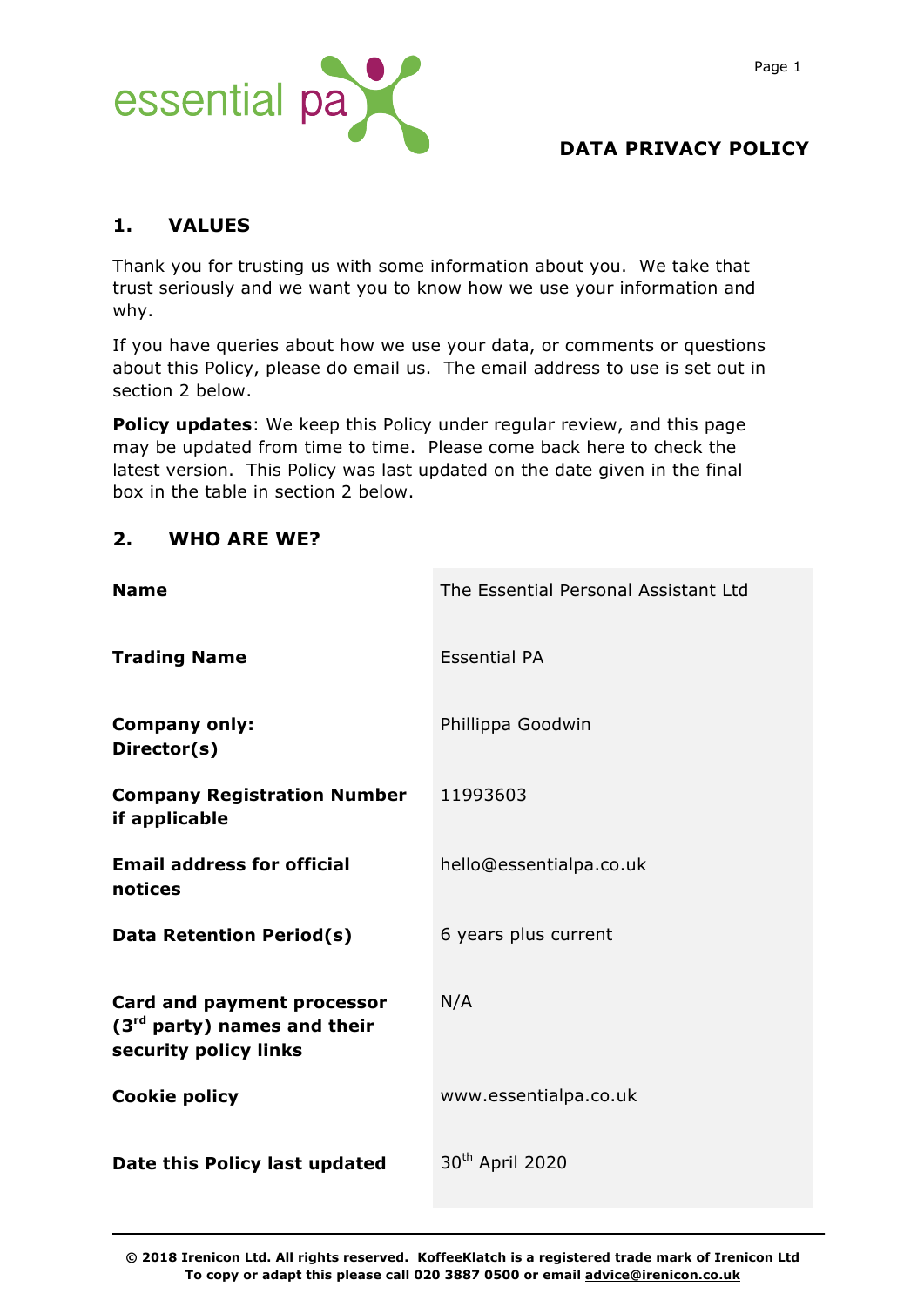# DATA PRIVACY POLICY

## 1. VALUES

Thank you for trusting us with some information about you. We take that trust seriously and we want you to know how we use your information and why.

If you have queries about how we use your data, or comments or questions about this Policy, please do email us. The email address to use is set out in section 2 below.

**Policy updates**: We keep this Policy under regular review, and this page may be updated from time to time. Please come back here to check the latest version. This Policy was last updated on the date given in the final box in the table in section 2 below.

## 2. WHO ARE WE?

| | |
|---|---|
| **Name** | The Essential Personal Assistant Ltd |
| **Trading Name** | Essential PA |
| **Company only: Director(s)** | Phillippa Goodwin |
| **Company Registration Number if applicable** | 11993603 |
| **Email address for official notices** | hello@essentialpa.co.uk |
| **Data Retention Period(s)** | 6 years plus current |
| **Card and payment processor (3rd party) names and their security policy links** | N/A |
| **Cookie policy** | www.essentialpa.co.uk |
| **Date this Policy last updated** | 30th April 2020 |

**© 2018 Irenicon Ltd. All rights reserved. KoffeeKlatch is a registered trade mark of Irenicon Ltd**
**To copy or adapt this please call 020 3887 0500 or email advice@irenicon.co.uk**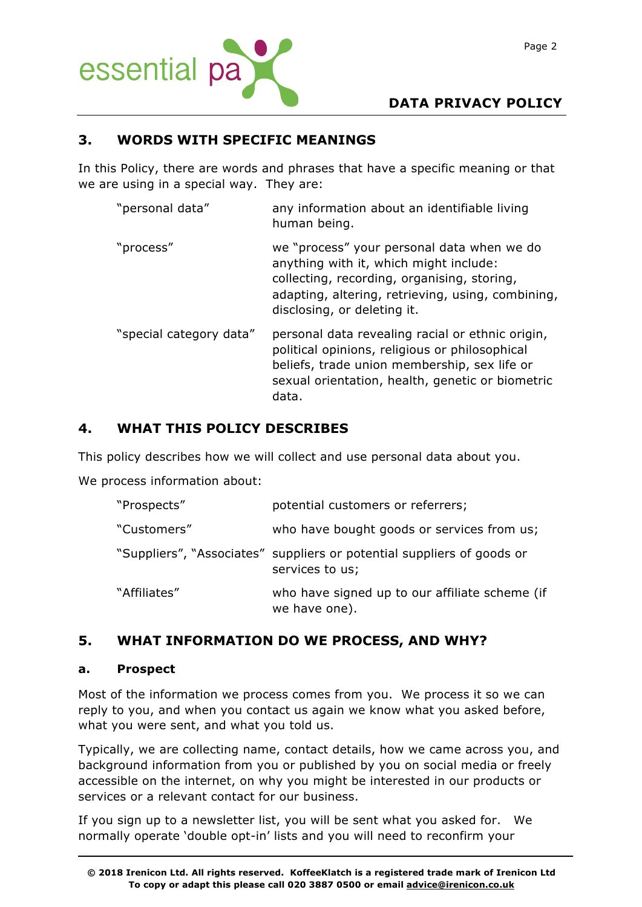## 3. WORDS WITH SPECIFIC MEANINGS

In this Policy, there are words and phrases that have a specific meaning or that we are using in a special way. They are:

| | |
|---|---|
| "personal data" | any information about an identifiable living human being. |
| "process" | we "process" your personal data when we do anything with it, which might include: collecting, recording, organising, storing, adapting, altering, retrieving, using, combining, disclosing, or deleting it. |
| "special category data" | personal data revealing racial or ethnic origin, political opinions, religious or philosophical beliefs, trade union membership, sex life or sexual orientation, health, genetic or biometric data. |

## 4. WHAT THIS POLICY DESCRIBES

This policy describes how we will collect and use personal data about you.

We process information about:

| | |
|---|---|
| "Prospects" | potential customers or referrers; |
| "Customers" | who have bought goods or services from us; |
| "Suppliers", "Associates" | suppliers or potential suppliers of goods or services to us; |
| "Affiliates" | who have signed up to our affiliate scheme (if we have one). |

## 5. WHAT INFORMATION DO WE PROCESS, AND WHY?

### a. Prospect

Most of the information we process comes from you. We process it so we can reply to you, and when you contact us again we know what you asked before, what you were sent, and what you told us.

Typically, we are collecting name, contact details, how we came across you, and background information from you or published by you on social media or freely accessible on the internet, on why you might be interested in our products or services or a relevant contact for our business.

If you sign up to a newsletter list, you will be sent what you asked for. We normally operate 'double opt-in' lists and you will need to reconfirm your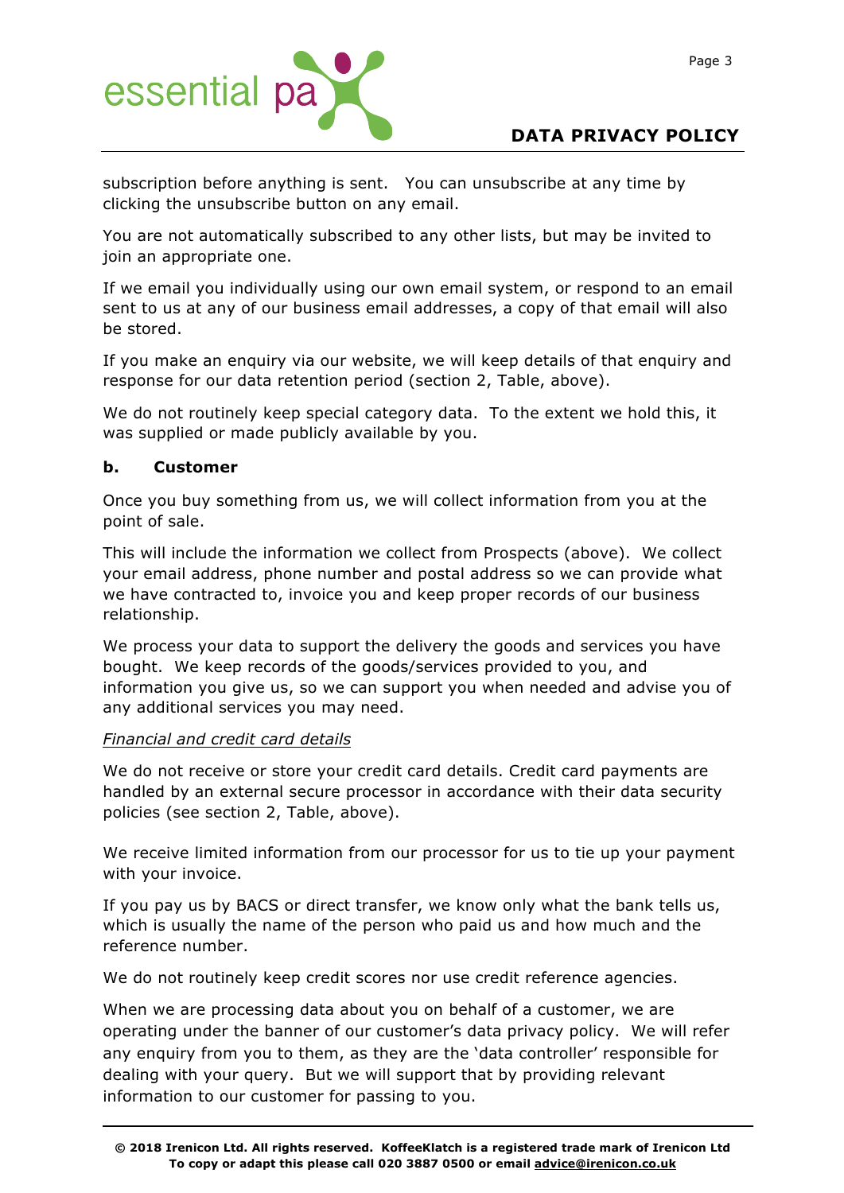subscription before anything is sent.   You can unsubscribe at any time by clicking the unsubscribe button on any email.

You are not automatically subscribed to any other lists, but may be invited to join an appropriate one.

If we email you individually using our own email system, or respond to an email sent to us at any of our business email addresses, a copy of that email will also be stored.

If you make an enquiry via our website, we will keep details of that enquiry and response for our data retention period (section 2, Table, above).

We do not routinely keep special category data.  To the extent we hold this, it was supplied or made publicly available by you.

**b.     Customer**

Once you buy something from us, we will collect information from you at the point of sale.

This will include the information we collect from Prospects (above).  We collect your email address, phone number and postal address so we can provide what we have contracted to, invoice you and keep proper records of our business relationship.

We process your data to support the delivery the goods and services you have bought.  We keep records of the goods/services provided to you, and information you give us, so we can support you when needed and advise you of any additional services you may need.

*Financial and credit card details*

We do not receive or store your credit card details. Credit card payments are handled by an external secure processor in accordance with their data security policies (see section 2, Table, above).

We receive limited information from our processor for us to tie up your payment with your invoice.

If you pay us by BACS or direct transfer, we know only what the bank tells us, which is usually the name of the person who paid us and how much and the reference number.

We do not routinely keep credit scores nor use credit reference agencies.

When we are processing data about you on behalf of a customer, we are operating under the banner of our customer's data privacy policy.  We will refer any enquiry from you to them, as they are the 'data controller' responsible for dealing with your query.  But we will support that by providing relevant information to our customer for passing to you.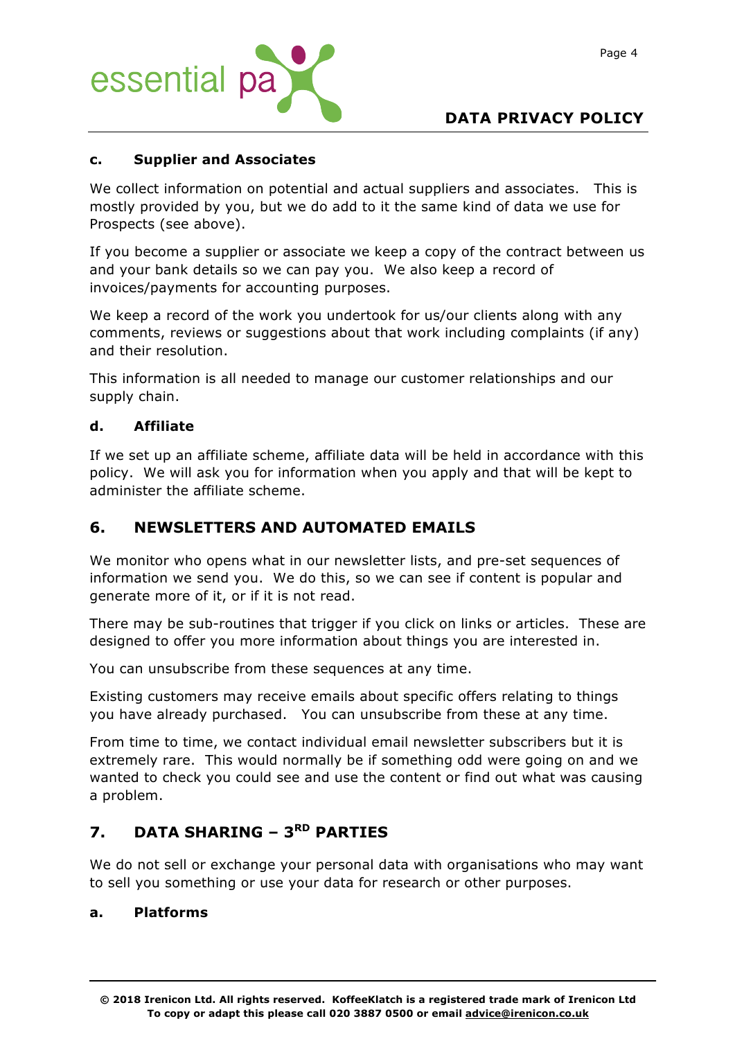### c. Supplier and Associates

We collect information on potential and actual suppliers and associates. This is mostly provided by you, but we do add to it the same kind of data we use for Prospects (see above).

If you become a supplier or associate we keep a copy of the contract between us and your bank details so we can pay you. We also keep a record of invoices/payments for accounting purposes.

We keep a record of the work you undertook for us/our clients along with any comments, reviews or suggestions about that work including complaints (if any) and their resolution.

This information is all needed to manage our customer relationships and our supply chain.

### d. Affiliate

If we set up an affiliate scheme, affiliate data will be held in accordance with this policy. We will ask you for information when you apply and that will be kept to administer the affiliate scheme.

## 6. NEWSLETTERS AND AUTOMATED EMAILS

We monitor who opens what in our newsletter lists, and pre-set sequences of information we send you. We do this, so we can see if content is popular and generate more of it, or if it is not read.

There may be sub-routines that trigger if you click on links or articles. These are designed to offer you more information about things you are interested in.

You can unsubscribe from these sequences at any time.

Existing customers may receive emails about specific offers relating to things you have already purchased. You can unsubscribe from these at any time.

From time to time, we contact individual email newsletter subscribers but it is extremely rare. This would normally be if something odd were going on and we wanted to check you could see and use the content or find out what was causing a problem.

## 7. DATA SHARING – 3RD PARTIES

We do not sell or exchange your personal data with organisations who may want to sell you something or use your data for research or other purposes.

### a. Platforms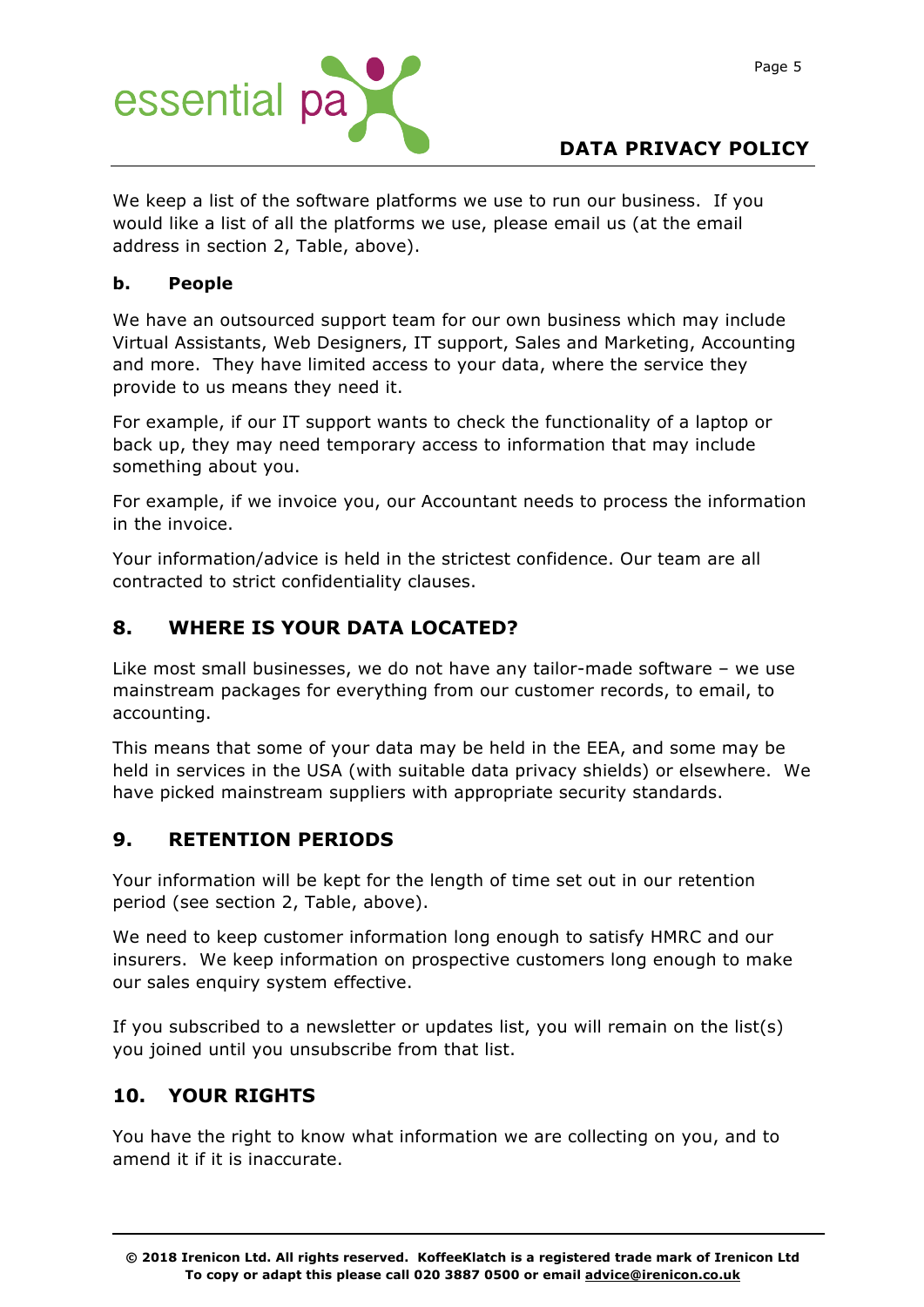We keep a list of the software platforms we use to run our business. If you would like a list of all the platforms we use, please email us (at the email address in section 2, Table, above).

### b. People

We have an outsourced support team for our own business which may include Virtual Assistants, Web Designers, IT support, Sales and Marketing, Accounting and more. They have limited access to your data, where the service they provide to us means they need it.

For example, if our IT support wants to check the functionality of a laptop or back up, they may need temporary access to information that may include something about you.

For example, if we invoice you, our Accountant needs to process the information in the invoice.

Your information/advice is held in the strictest confidence. Our team are all contracted to strict confidentiality clauses.

## 8. WHERE IS YOUR DATA LOCATED?

Like most small businesses, we do not have any tailor-made software – we use mainstream packages for everything from our customer records, to email, to accounting.

This means that some of your data may be held in the EEA, and some may be held in services in the USA (with suitable data privacy shields) or elsewhere. We have picked mainstream suppliers with appropriate security standards.

## 9. RETENTION PERIODS

Your information will be kept for the length of time set out in our retention period (see section 2, Table, above).

We need to keep customer information long enough to satisfy HMRC and our insurers. We keep information on prospective customers long enough to make our sales enquiry system effective.

If you subscribed to a newsletter or updates list, you will remain on the list(s) you joined until you unsubscribe from that list.

## 10. YOUR RIGHTS

You have the right to know what information we are collecting on you, and to amend it if it is inaccurate.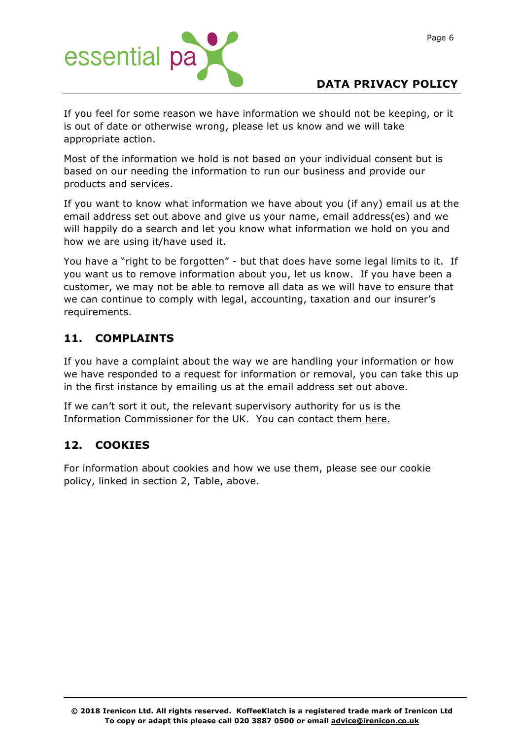If you feel for some reason we have information we should not be keeping, or it is out of date or otherwise wrong, please let us know and we will take appropriate action.

Most of the information we hold is not based on your individual consent but is based on our needing the information to run our business and provide our products and services.

If you want to know what information we have about you (if any) email us at the email address set out above and give us your name, email address(es) and we will happily do a search and let you know what information we hold on you and how we are using it/have used it.

You have a "right to be forgotten" - but that does have some legal limits to it. If you want us to remove information about you, let us know. If you have been a customer, we may not be able to remove all data as we will have to ensure that we can continue to comply with legal, accounting, taxation and our insurer's requirements.

## 11. COMPLAINTS

If you have a complaint about the way we are handling your information or how we have responded to a request for information or removal, you can take this up in the first instance by emailing us at the email address set out above.

If we can't sort it out, the relevant supervisory authority for us is the Information Commissioner for the UK. You can contact them here.

## 12. COOKIES

For information about cookies and how we use them, please see our cookie policy, linked in section 2, Table, above.